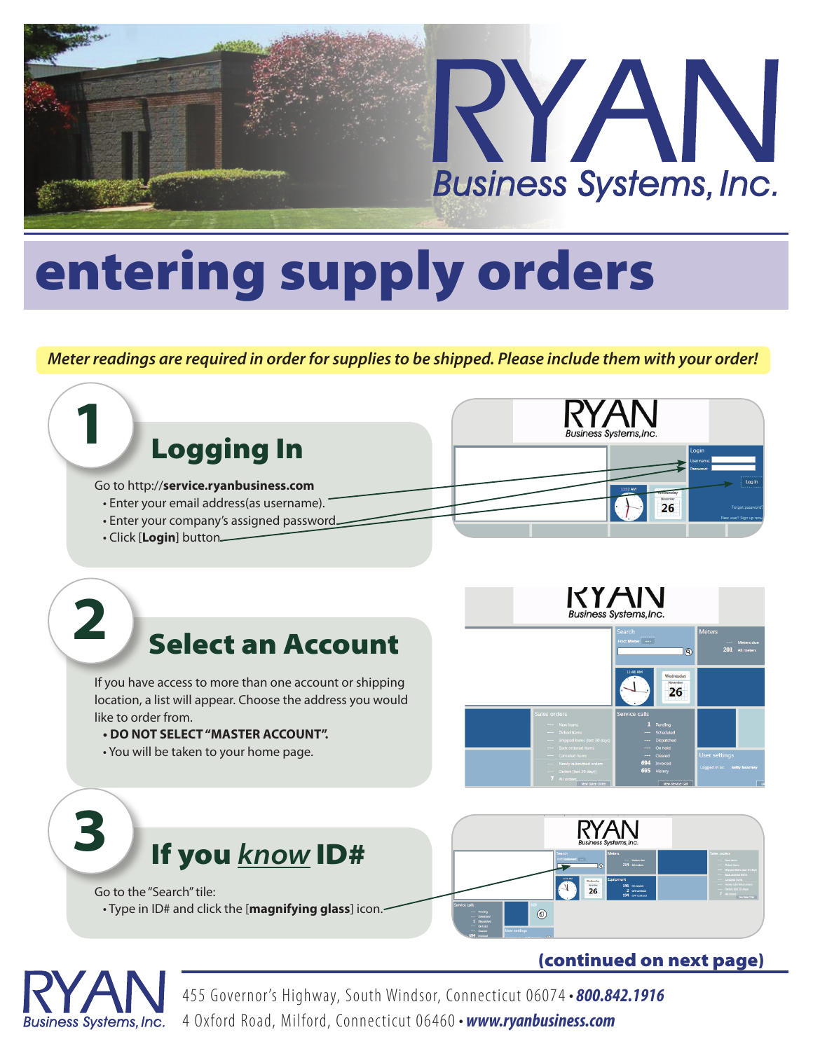# RYAN Business Systems, Inc.

# entering supply orders

*Meter readings are required in order for supplies to be shipped. Please include them with your order!*

## 1 Logging In

Go to http://**service.ryanbusiness.com**

- Enter your email address(as username).
- Enter your company's assigned password.
- Click [**Login**] button.

## 2 Select an Account

If you have access to more than one account or shipping location, a list will appear. Choose the address you would like to order from.

- **DO NOT SELECT "MASTER ACCOUNT".**
- You will be taken to your home page.

## 3 If you *know* ID#

Go to the "Search" tile:

- Type in ID# and click the [**magnifying glass**] icon.

**(continued on next page)**

RYAN Business Systems, Inc.

455 Governor's Highway, South Windsor, Connecticut 06074 • ***800.842.1916***
4 Oxford Road, Milford, Connecticut 06460 • ***www.ryanbusiness.com***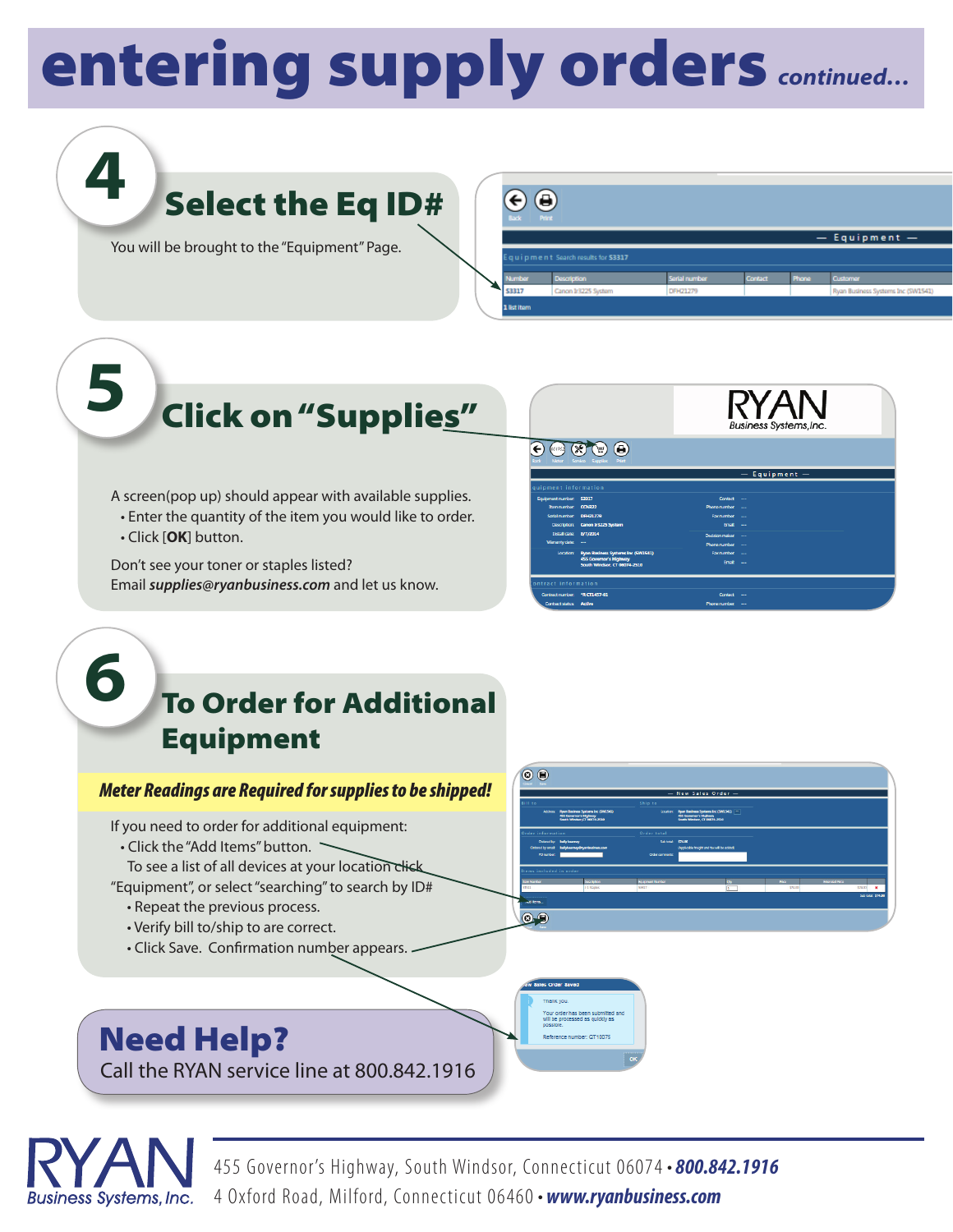# entering supply orders *continued...*

## 4 Select the Eq ID#

You will be brought to the "Equipment" Page.

## 5 Click on "Supplies"

A screen(pop up) should appear with available supplies.

- Enter the quantity of the item you would like to order.
- Click [**OK**] button.

Don't see your toner or staples listed?
Email ***supplies@ryanbusiness.com*** and let us know.

## 6 To Order for Additional Equipment

***Meter Readings are Required for supplies to be shipped!***

If you need to order for additional equipment:

- Click the "Add Items" button.
  To see a list of all devices at your location click "Equipment", or select "searching" to search by ID#
- Repeat the previous process.
- Verify bill to/ship to are correct.
- Click Save. Confirmation number appears.

## Need Help?

Call the RYAN service line at 800.842.1916

RYAN Business Systems, Inc.

455 Governor's Highway, South Windsor, Connecticut 06074 • ***800.842.1916***
4 Oxford Road, Milford, Connecticut 06460 • ***www.ryanbusiness.com***